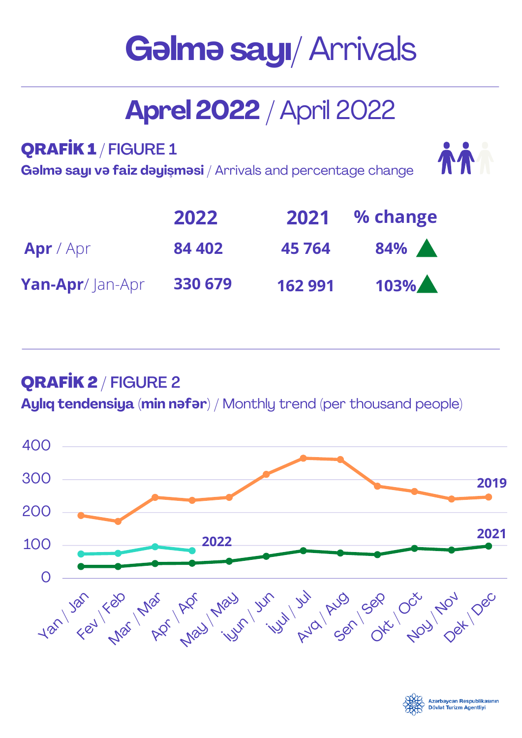# Gəlmə sayı/ Arrivals

## Aprel 2022 / April 2022

### QRAFİK 1 / FIGURE 1

**Gəlmə sayı və faiz dəyişməsi** / Arrivals and percentage change

| | 2022 | 2021 | % change |
|---|---|---|---|
| **Apr** / Apr | 84 402 | 45 764 | 84% ▲ |
| **Yan-Apr**/ Jan-Apr | 330 679 | 162 991 | 103% ▲ |

### QRAFİK 2 / FIGURE 2

**Aylıq tendensiya** (**min nəfər**) / Monthly trend (per thousand people)

400
300
200
100
0

2019
2022
2021

Yan / Jan, Fev / Feb, Mar / Mar, Apr / Apr, May / May, İyun / Jun, İyul / Jul, Avq / Aug, Sen / Sep, Okt / Oct, Noy / Nov, Dek / Dec

Azərbaycan Respublikasının Dövlət Turizm Agentliyi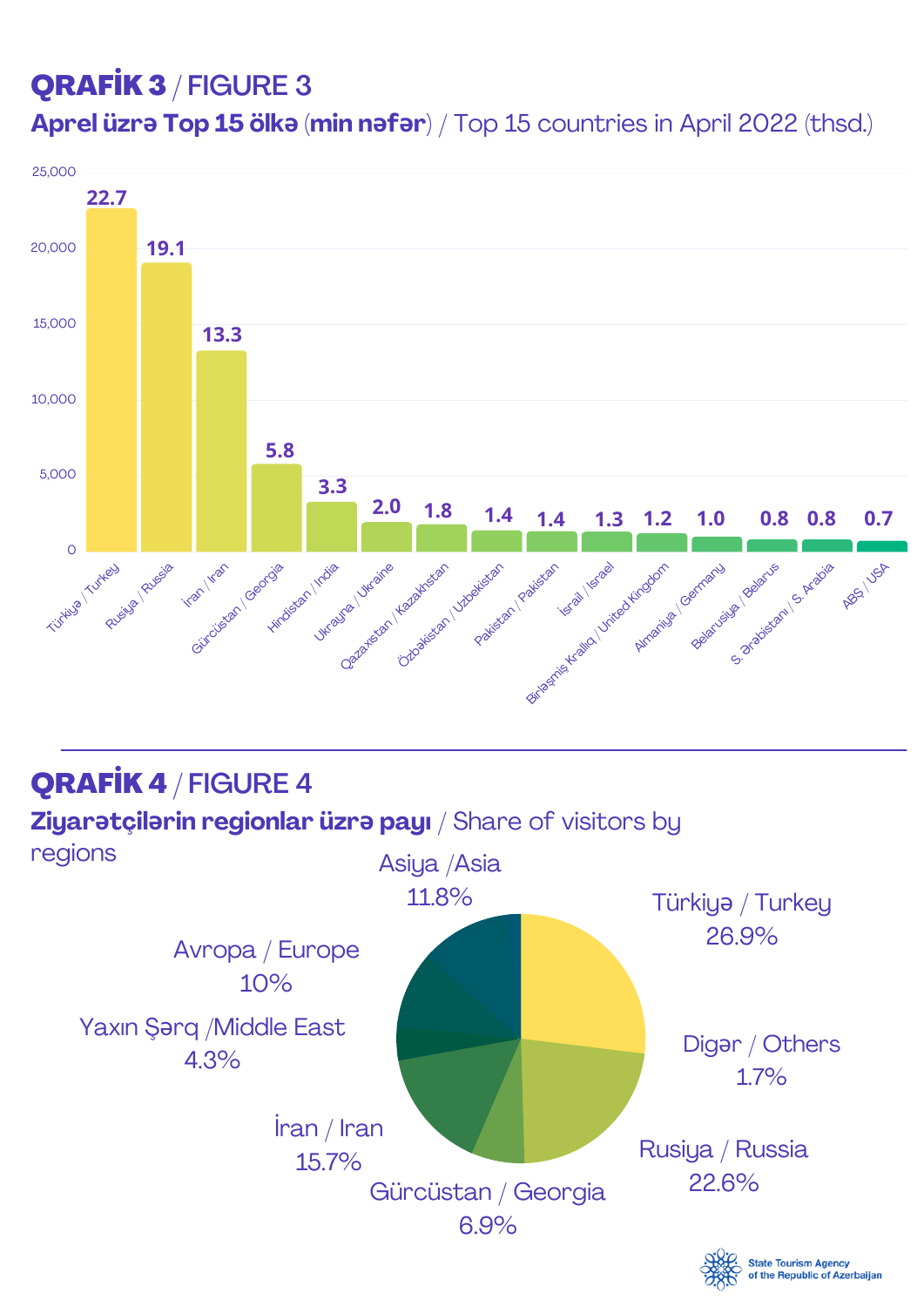# QRAFİK 3 / FIGURE 3

**Aprel üzrə Top 15 ölkə (min nəfər)** / Top 15 countries in April 2022 (thsd.)

25,000
20,000
15,000
10,000
5,000
0

22.7 Türkiyə / Turkey
19.1 Rusiya / Russia
13.3 İran / Iran
5.8 Gürcüstan / Georgia
3.3 Hindistan / India
2.0 Ukrayna / Ukraine
1.8 Qazaxıstan / Kazakhstan
1.4 Özbəkistan / Uzbekistan
1.4 Pakistan / Pakistan
1.3 İsrail / Israel
1.2 Birləşmiş Krallıq / United Kingdom
1.0 Almaniya / Germany
0.8 Belarusiya / Belarus
0.8 S. Ərəbistanı / S. Arabia
0.7 ABŞ / USA

# QRAFİK 4 / FIGURE 4

**Ziyarətçilərin regionlar üzrə payı** / Share of visitors by regions

Türkiyə / Turkey 26.9%
Digər / Others 1.7%
Rusiya / Russia 22.6%
Gürcüstan / Georgia 6.9%
İran / Iran 15.7%
Yaxın Şərq /Middle East 4.3%
Avropa / Europe 10%
Asiya /Asia 11.8%

State Tourism Agency of the Republic of Azerbaijan